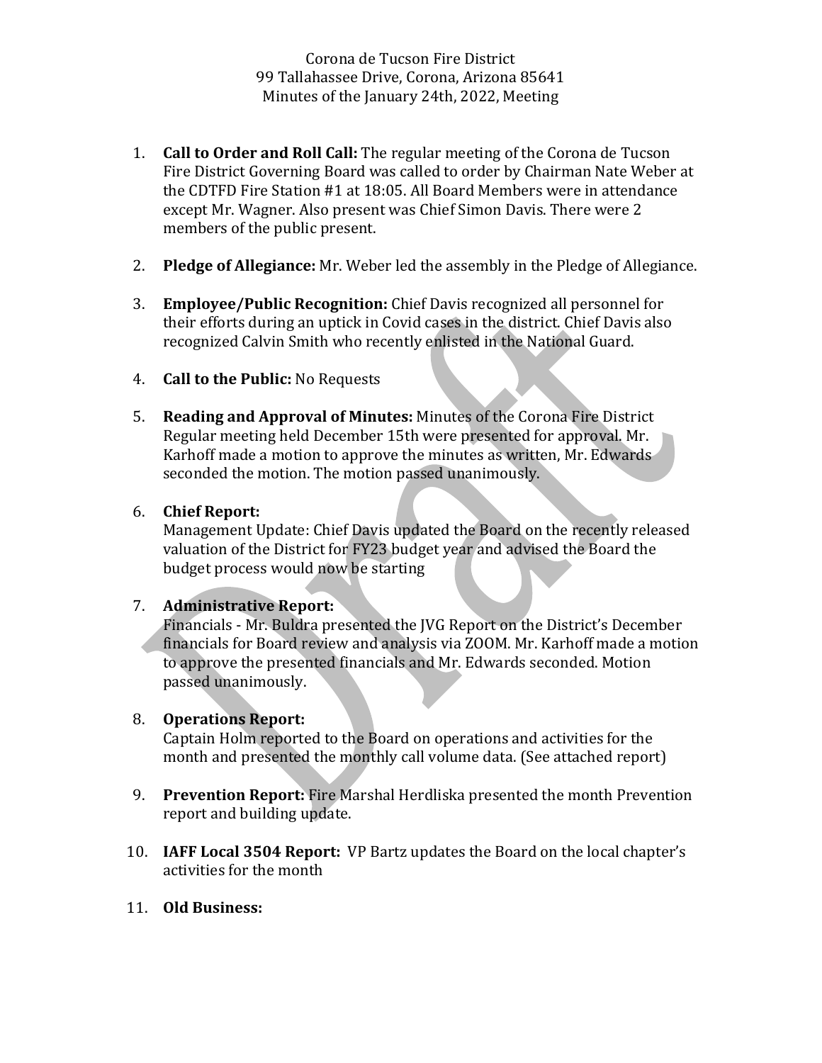Corona de Tucson Fire District
99 Tallahassee Drive, Corona, Arizona 85641
Minutes of the January 24th, 2022, Meeting

1. **Call to Order and Roll Call:** The regular meeting of the Corona de Tucson Fire District Governing Board was called to order by Chairman Nate Weber at the CDTFD Fire Station #1 at 18:05. All Board Members were in attendance except Mr. Wagner. Also present was Chief Simon Davis. There were 2 members of the public present.

2. **Pledge of Allegiance:** Mr. Weber led the assembly in the Pledge of Allegiance.

3. **Employee/Public Recognition:** Chief Davis recognized all personnel for their efforts during an uptick in Covid cases in the district. Chief Davis also recognized Calvin Smith who recently enlisted in the National Guard.

4. **Call to the Public:** No Requests

5. **Reading and Approval of Minutes:** Minutes of the Corona Fire District Regular meeting held December 15th were presented for approval. Mr. Karhoff made a motion to approve the minutes as written, Mr. Edwards seconded the motion. The motion passed unanimously.

6. **Chief Report:**
   Management Update: Chief Davis updated the Board on the recently released valuation of the District for FY23 budget year and advised the Board the budget process would now be starting

7. **Administrative Report:**
   Financials - Mr. Buldra presented the JVG Report on the District's December financials for Board review and analysis via ZOOM. Mr. Karhoff made a motion to approve the presented financials and Mr. Edwards seconded. Motion passed unanimously.

8. **Operations Report:**
   Captain Holm reported to the Board on operations and activities for the month and presented the monthly call volume data. (See attached report)

9. **Prevention Report:** Fire Marshal Herdliska presented the month Prevention report and building update.

10. **IAFF Local 3504 Report:** VP Bartz updates the Board on the local chapter's activities for the month

11. **Old Business:**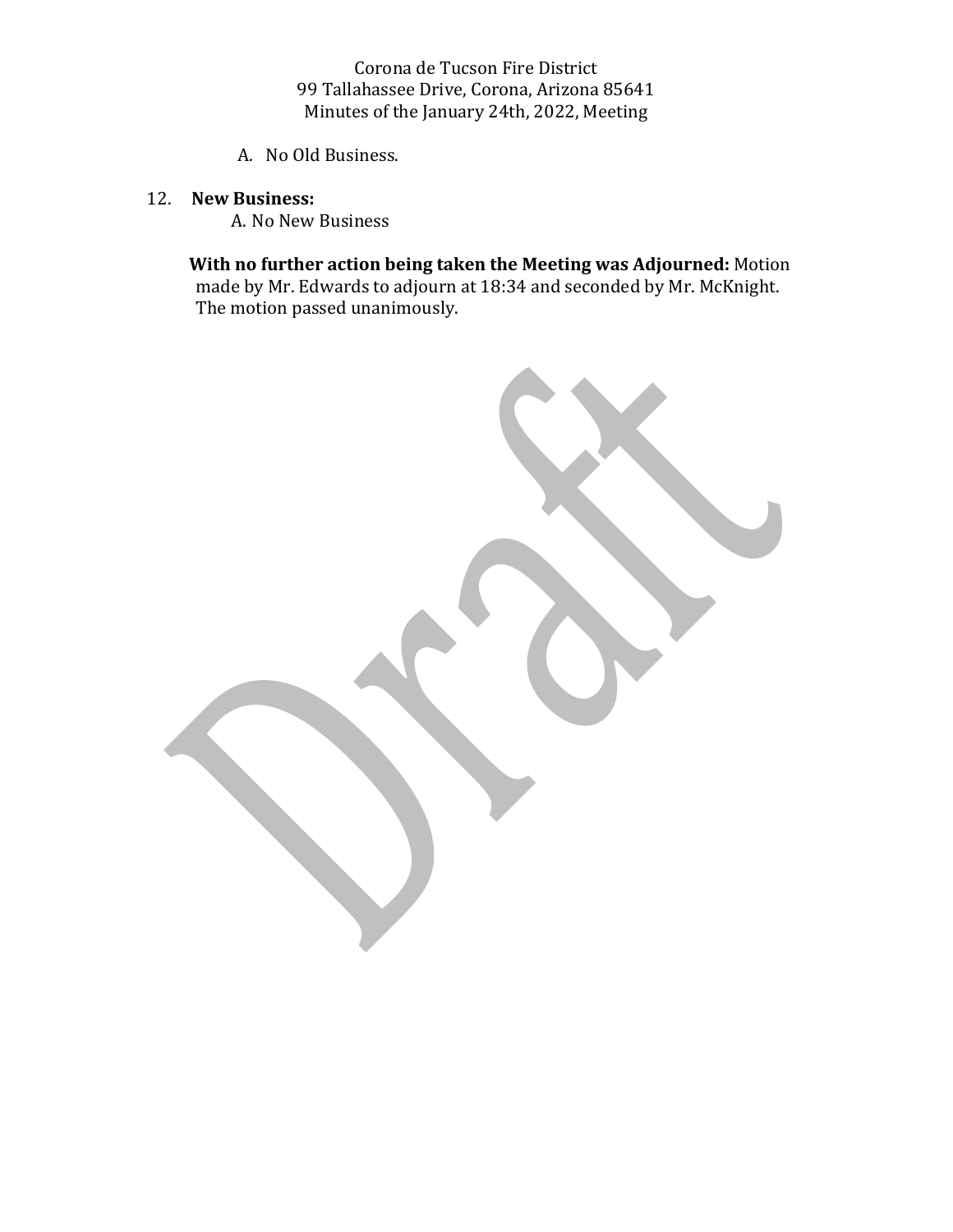A. No Old Business.

12. **New Business:**
    A. No New Business

**With no further action being taken the Meeting was Adjourned:** Motion made by Mr. Edwards to adjourn at 18:34 and seconded by Mr. McKnight. The motion passed unanimously.

Draft